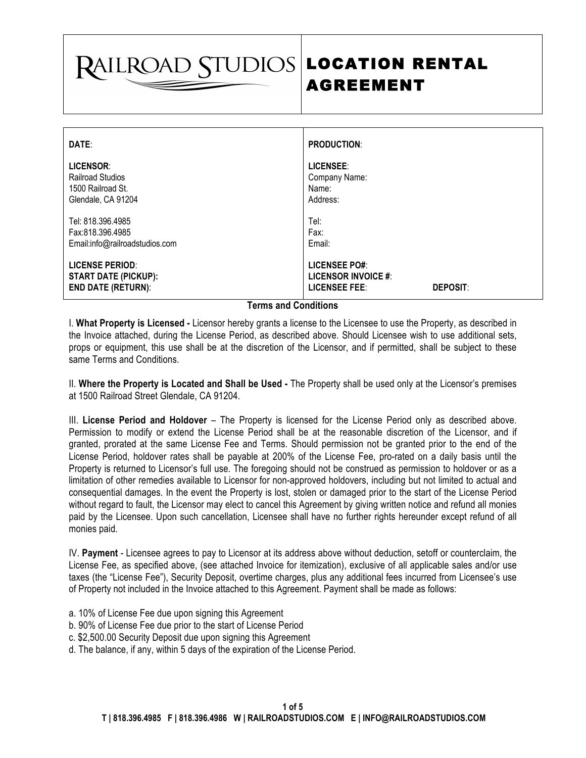# RAILROAD STUDIOS — LOCATION RENTAL AGREEMENT

| | |
|---|---|
| **DATE**: | **PRODUCTION**: |
| **LICENSOR**:<br>Railroad Studios<br>1500 Railroad St.<br>Glendale, CA 91204 | **LICENSEE**:<br>Company Name:<br>Name:<br>Address: |
| Tel: 818.396.4985<br>Fax:818.396.4985<br>Email:info@railroadstudios.com | Tel:<br>Fax:<br>Email: |
| **LICENSE PERIOD**:<br>**START DATE (PICKUP):**<br>**END DATE (RETURN)**: | **LICENSEE PO#**:<br>**LICENSOR INVOICE #**:<br>**LICENSEE FEE**: **DEPOSIT**: |

## Terms and Conditions

I. **What Property is Licensed -** Licensor hereby grants a license to the Licensee to use the Property, as described in the Invoice attached, during the License Period, as described above. Should Licensee wish to use additional sets, props or equipment, this use shall be at the discretion of the Licensor, and if permitted, shall be subject to these same Terms and Conditions.

II. **Where the Property is Located and Shall be Used -** The Property shall be used only at the Licensor's premises at 1500 Railroad Street Glendale, CA 91204.

III. **License Period and Holdover** – The Property is licensed for the License Period only as described above. Permission to modify or extend the License Period shall be at the reasonable discretion of the Licensor, and if granted, prorated at the same License Fee and Terms. Should permission not be granted prior to the end of the License Period, holdover rates shall be payable at 200% of the License Fee, pro-rated on a daily basis until the Property is returned to Licensor's full use. The foregoing should not be construed as permission to holdover or as a limitation of other remedies available to Licensor for non-approved holdovers, including but not limited to actual and consequential damages. In the event the Property is lost, stolen or damaged prior to the start of the License Period without regard to fault, the Licensor may elect to cancel this Agreement by giving written notice and refund all monies paid by the Licensee. Upon such cancellation, Licensee shall have no further rights hereunder except refund of all monies paid.

IV. **Payment** - Licensee agrees to pay to Licensor at its address above without deduction, setoff or counterclaim, the License Fee, as specified above, (see attached Invoice for itemization), exclusive of all applicable sales and/or use taxes (the "License Fee"), Security Deposit, overtime charges, plus any additional fees incurred from Licensee's use of Property not included in the Invoice attached to this Agreement. Payment shall be made as follows:

a. 10% of License Fee due upon signing this Agreement
b. 90% of License Fee due prior to the start of License Period
c. $2,500.00 Security Deposit due upon signing this Agreement
d. The balance, if any, within 5 days of the expiration of the License Period.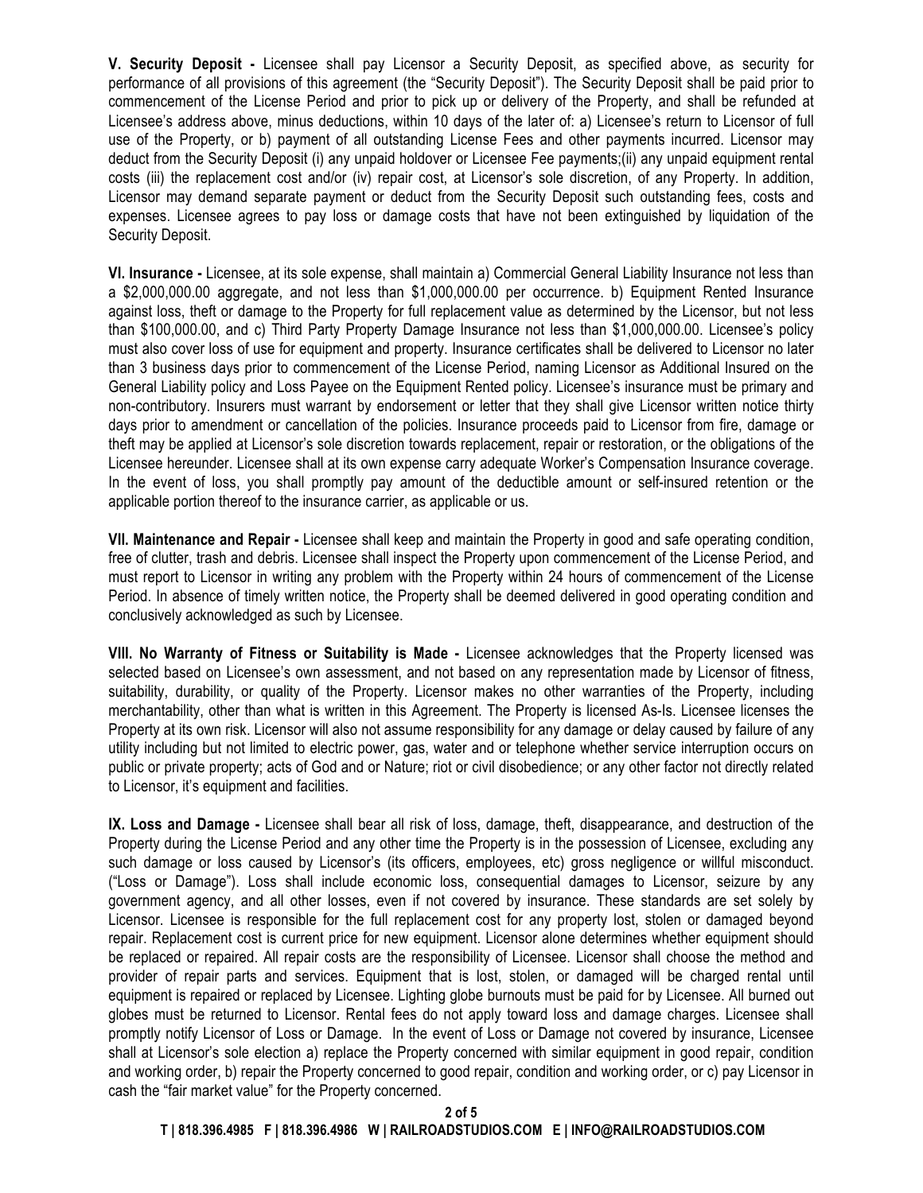**V. Security Deposit -** Licensee shall pay Licensor a Security Deposit, as specified above, as security for performance of all provisions of this agreement (the "Security Deposit"). The Security Deposit shall be paid prior to commencement of the License Period and prior to pick up or delivery of the Property, and shall be refunded at Licensee's address above, minus deductions, within 10 days of the later of: a) Licensee's return to Licensor of full use of the Property, or b) payment of all outstanding License Fees and other payments incurred. Licensor may deduct from the Security Deposit (i) any unpaid holdover or Licensee Fee payments;(ii) any unpaid equipment rental costs (iii) the replacement cost and/or (iv) repair cost, at Licensor's sole discretion, of any Property. In addition, Licensor may demand separate payment or deduct from the Security Deposit such outstanding fees, costs and expenses. Licensee agrees to pay loss or damage costs that have not been extinguished by liquidation of the Security Deposit.

**VI. Insurance -** Licensee, at its sole expense, shall maintain a) Commercial General Liability Insurance not less than a $2,000,000.00 aggregate, and not less than $1,000,000.00 per occurrence. b) Equipment Rented Insurance against loss, theft or damage to the Property for full replacement value as determined by the Licensor, but not less than $100,000.00, and c) Third Party Property Damage Insurance not less than $1,000,000.00. Licensee's policy must also cover loss of use for equipment and property. Insurance certificates shall be delivered to Licensor no later than 3 business days prior to commencement of the License Period, naming Licensor as Additional Insured on the General Liability policy and Loss Payee on the Equipment Rented policy. Licensee's insurance must be primary and non-contributory. Insurers must warrant by endorsement or letter that they shall give Licensor written notice thirty days prior to amendment or cancellation of the policies. Insurance proceeds paid to Licensor from fire, damage or theft may be applied at Licensor's sole discretion towards replacement, repair or restoration, or the obligations of the Licensee hereunder. Licensee shall at its own expense carry adequate Worker's Compensation Insurance coverage. In the event of loss, you shall promptly pay amount of the deductible amount or self-insured retention or the applicable portion thereof to the insurance carrier, as applicable or us.

**VII. Maintenance and Repair -** Licensee shall keep and maintain the Property in good and safe operating condition, free of clutter, trash and debris. Licensee shall inspect the Property upon commencement of the License Period, and must report to Licensor in writing any problem with the Property within 24 hours of commencement of the License Period. In absence of timely written notice, the Property shall be deemed delivered in good operating condition and conclusively acknowledged as such by Licensee.

**VIII. No Warranty of Fitness or Suitability is Made -** Licensee acknowledges that the Property licensed was selected based on Licensee's own assessment, and not based on any representation made by Licensor of fitness, suitability, durability, or quality of the Property. Licensor makes no other warranties of the Property, including merchantability, other than what is written in this Agreement. The Property is licensed As-Is. Licensee licenses the Property at its own risk. Licensor will also not assume responsibility for any damage or delay caused by failure of any utility including but not limited to electric power, gas, water and or telephone whether service interruption occurs on public or private property; acts of God and or Nature; riot or civil disobedience; or any other factor not directly related to Licensor, it's equipment and facilities.

**IX. Loss and Damage -** Licensee shall bear all risk of loss, damage, theft, disappearance, and destruction of the Property during the License Period and any other time the Property is in the possession of Licensee, excluding any such damage or loss caused by Licensor's (its officers, employees, etc) gross negligence or willful misconduct. ("Loss or Damage"). Loss shall include economic loss, consequential damages to Licensor, seizure by any government agency, and all other losses, even if not covered by insurance. These standards are set solely by Licensor. Licensee is responsible for the full replacement cost for any property lost, stolen or damaged beyond repair. Replacement cost is current price for new equipment. Licensor alone determines whether equipment should be replaced or repaired. All repair costs are the responsibility of Licensee. Licensor shall choose the method and provider of repair parts and services. Equipment that is lost, stolen, or damaged will be charged rental until equipment is repaired or replaced by Licensee. Lighting globe burnouts must be paid for by Licensee. All burned out globes must be returned to Licensor. Rental fees do not apply toward loss and damage charges. Licensee shall promptly notify Licensor of Loss or Damage. In the event of Loss or Damage not covered by insurance, Licensee shall at Licensor's sole election a) replace the Property concerned with similar equipment in good repair, condition and working order, b) repair the Property concerned to good repair, condition and working order, or c) pay Licensor in cash the "fair market value" for the Property concerned.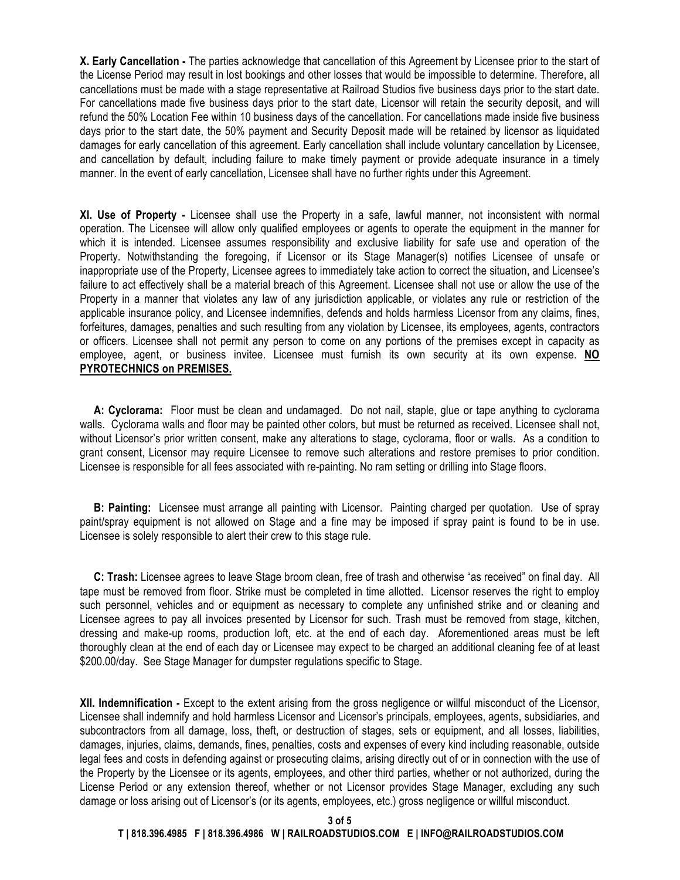**X. Early Cancellation -** The parties acknowledge that cancellation of this Agreement by Licensee prior to the start of the License Period may result in lost bookings and other losses that would be impossible to determine. Therefore, all cancellations must be made with a stage representative at Railroad Studios five business days prior to the start date. For cancellations made five business days prior to the start date, Licensor will retain the security deposit, and will refund the 50% Location Fee within 10 business days of the cancellation. For cancellations made inside five business days prior to the start date, the 50% payment and Security Deposit made will be retained by licensor as liquidated damages for early cancellation of this agreement. Early cancellation shall include voluntary cancellation by Licensee, and cancellation by default, including failure to make timely payment or provide adequate insurance in a timely manner. In the event of early cancellation, Licensee shall have no further rights under this Agreement.

**XI. Use of Property -** Licensee shall use the Property in a safe, lawful manner, not inconsistent with normal operation. The Licensee will allow only qualified employees or agents to operate the equipment in the manner for which it is intended. Licensee assumes responsibility and exclusive liability for safe use and operation of the Property. Notwithstanding the foregoing, if Licensor or its Stage Manager(s) notifies Licensee of unsafe or inappropriate use of the Property, Licensee agrees to immediately take action to correct the situation, and Licensee's failure to act effectively shall be a material breach of this Agreement. Licensee shall not use or allow the use of the Property in a manner that violates any law of any jurisdiction applicable, or violates any rule or restriction of the applicable insurance policy, and Licensee indemnifies, defends and holds harmless Licensor from any claims, fines, forfeitures, damages, penalties and such resulting from any violation by Licensee, its employees, agents, contractors or officers. Licensee shall not permit any person to come on any portions of the premises except in capacity as employee, agent, or business invitee. Licensee must furnish its own security at its own expense. **NO PYROTECHNICS on PREMISES.**

**A: Cyclorama:** Floor must be clean and undamaged. Do not nail, staple, glue or tape anything to cyclorama walls. Cyclorama walls and floor may be painted other colors, but must be returned as received. Licensee shall not, without Licensor's prior written consent, make any alterations to stage, cyclorama, floor or walls. As a condition to grant consent, Licensor may require Licensee to remove such alterations and restore premises to prior condition. Licensee is responsible for all fees associated with re-painting. No ram setting or drilling into Stage floors.

**B: Painting:** Licensee must arrange all painting with Licensor. Painting charged per quotation. Use of spray paint/spray equipment is not allowed on Stage and a fine may be imposed if spray paint is found to be in use. Licensee is solely responsible to alert their crew to this stage rule.

**C: Trash:** Licensee agrees to leave Stage broom clean, free of trash and otherwise "as received" on final day. All tape must be removed from floor. Strike must be completed in time allotted. Licensor reserves the right to employ such personnel, vehicles and or equipment as necessary to complete any unfinished strike and or cleaning and Licensee agrees to pay all invoices presented by Licensor for such. Trash must be removed from stage, kitchen, dressing and make-up rooms, production loft, etc. at the end of each day. Aforementioned areas must be left thoroughly clean at the end of each day or Licensee may expect to be charged an additional cleaning fee of at least $200.00/day. See Stage Manager for dumpster regulations specific to Stage.

**XII. Indemnification -** Except to the extent arising from the gross negligence or willful misconduct of the Licensor, Licensee shall indemnify and hold harmless Licensor and Licensor's principals, employees, agents, subsidiaries, and subcontractors from all damage, loss, theft, or destruction of stages, sets or equipment, and all losses, liabilities, damages, injuries, claims, demands, fines, penalties, costs and expenses of every kind including reasonable, outside legal fees and costs in defending against or prosecuting claims, arising directly out of or in connection with the use of the Property by the Licensee or its agents, employees, and other third parties, whether or not authorized, during the License Period or any extension thereof, whether or not Licensor provides Stage Manager, excluding any such damage or loss arising out of Licensor's (or its agents, employees, etc.) gross negligence or willful misconduct.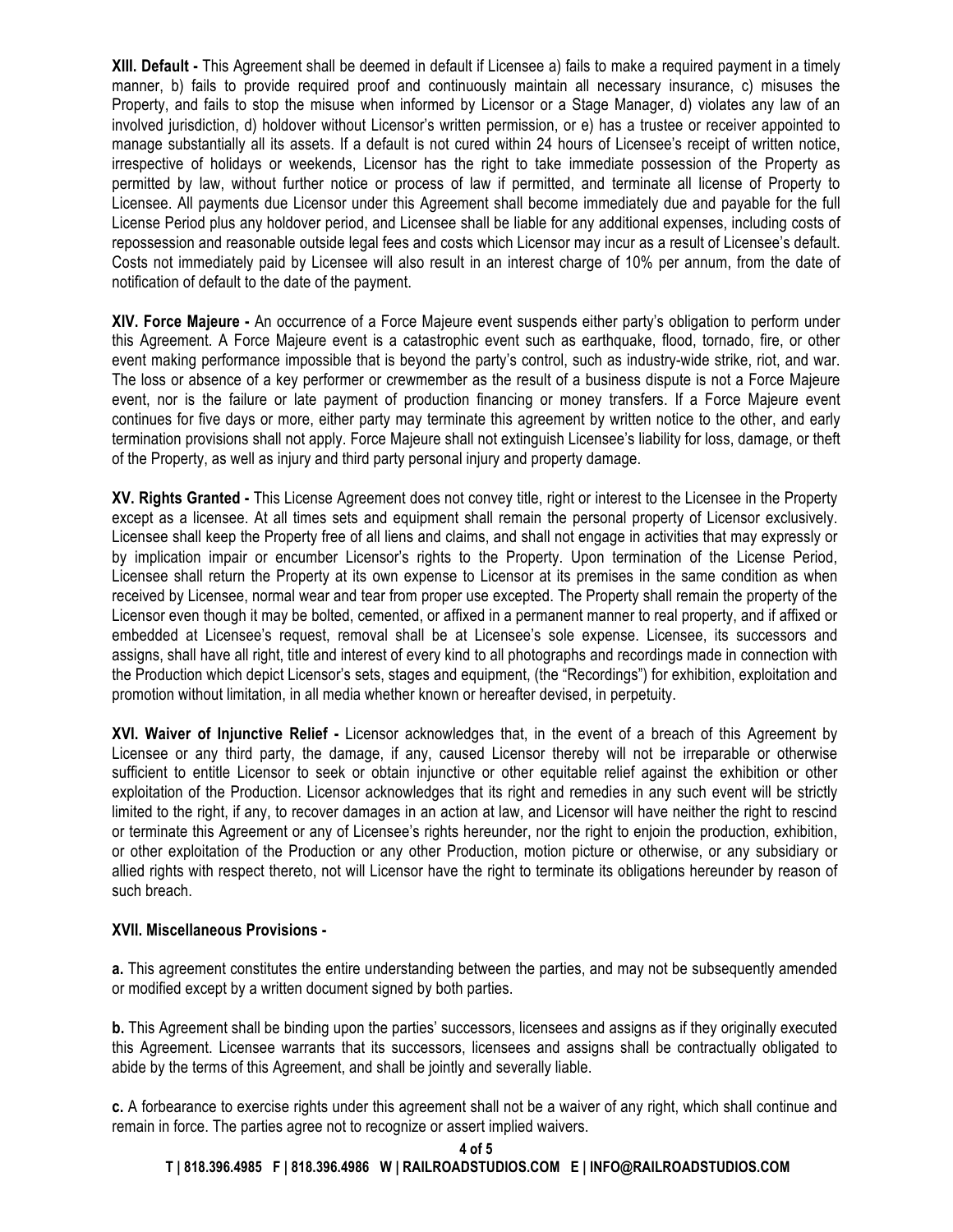**XIII. Default -** This Agreement shall be deemed in default if Licensee a) fails to make a required payment in a timely manner, b) fails to provide required proof and continuously maintain all necessary insurance, c) misuses the Property, and fails to stop the misuse when informed by Licensor or a Stage Manager, d) violates any law of an involved jurisdiction, d) holdover without Licensor's written permission, or e) has a trustee or receiver appointed to manage substantially all its assets. If a default is not cured within 24 hours of Licensee's receipt of written notice, irrespective of holidays or weekends, Licensor has the right to take immediate possession of the Property as permitted by law, without further notice or process of law if permitted, and terminate all license of Property to Licensee. All payments due Licensor under this Agreement shall become immediately due and payable for the full License Period plus any holdover period, and Licensee shall be liable for any additional expenses, including costs of repossession and reasonable outside legal fees and costs which Licensor may incur as a result of Licensee's default. Costs not immediately paid by Licensee will also result in an interest charge of 10% per annum, from the date of notification of default to the date of the payment.

**XIV. Force Majeure -** An occurrence of a Force Majeure event suspends either party's obligation to perform under this Agreement. A Force Majeure event is a catastrophic event such as earthquake, flood, tornado, fire, or other event making performance impossible that is beyond the party's control, such as industry-wide strike, riot, and war. The loss or absence of a key performer or crewmember as the result of a business dispute is not a Force Majeure event, nor is the failure or late payment of production financing or money transfers. If a Force Majeure event continues for five days or more, either party may terminate this agreement by written notice to the other, and early termination provisions shall not apply. Force Majeure shall not extinguish Licensee's liability for loss, damage, or theft of the Property, as well as injury and third party personal injury and property damage.

**XV. Rights Granted -** This License Agreement does not convey title, right or interest to the Licensee in the Property except as a licensee. At all times sets and equipment shall remain the personal property of Licensor exclusively. Licensee shall keep the Property free of all liens and claims, and shall not engage in activities that may expressly or by implication impair or encumber Licensor's rights to the Property. Upon termination of the License Period, Licensee shall return the Property at its own expense to Licensor at its premises in the same condition as when received by Licensee, normal wear and tear from proper use excepted. The Property shall remain the property of the Licensor even though it may be bolted, cemented, or affixed in a permanent manner to real property, and if affixed or embedded at Licensee's request, removal shall be at Licensee's sole expense. Licensee, its successors and assigns, shall have all right, title and interest of every kind to all photographs and recordings made in connection with the Production which depict Licensor's sets, stages and equipment, (the "Recordings") for exhibition, exploitation and promotion without limitation, in all media whether known or hereafter devised, in perpetuity.

**XVI. Waiver of Injunctive Relief -** Licensor acknowledges that, in the event of a breach of this Agreement by Licensee or any third party, the damage, if any, caused Licensor thereby will not be irreparable or otherwise sufficient to entitle Licensor to seek or obtain injunctive or other equitable relief against the exhibition or other exploitation of the Production. Licensor acknowledges that its right and remedies in any such event will be strictly limited to the right, if any, to recover damages in an action at law, and Licensor will have neither the right to rescind or terminate this Agreement or any of Licensee's rights hereunder, nor the right to enjoin the production, exhibition, or other exploitation of the Production or any other Production, motion picture or otherwise, or any subsidiary or allied rights with respect thereto, not will Licensor have the right to terminate its obligations hereunder by reason of such breach.

**XVII. Miscellaneous Provisions -**

**a.** This agreement constitutes the entire understanding between the parties, and may not be subsequently amended or modified except by a written document signed by both parties.

**b.** This Agreement shall be binding upon the parties' successors, licensees and assigns as if they originally executed this Agreement. Licensee warrants that its successors, licensees and assigns shall be contractually obligated to abide by the terms of this Agreement, and shall be jointly and severally liable.

**c.** A forbearance to exercise rights under this agreement shall not be a waiver of any right, which shall continue and remain in force. The parties agree not to recognize or assert implied waivers.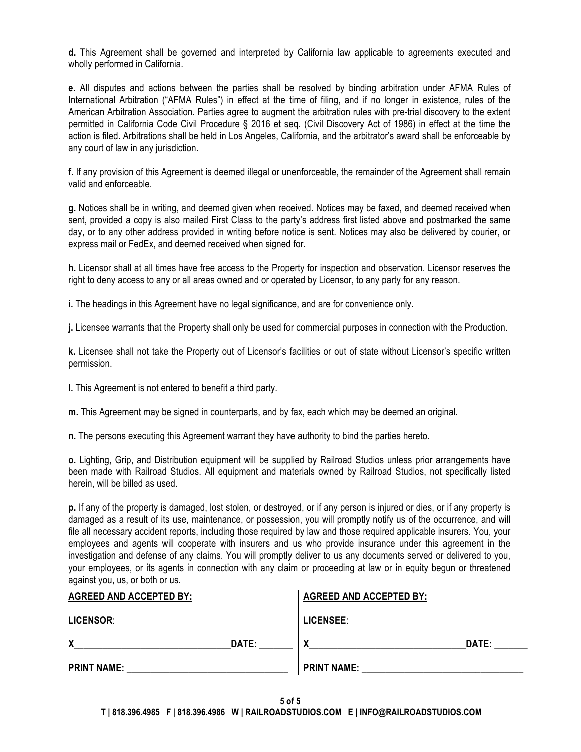**d.** This Agreement shall be governed and interpreted by California law applicable to agreements executed and wholly performed in California.

**e.** All disputes and actions between the parties shall be resolved by binding arbitration under AFMA Rules of International Arbitration ("AFMA Rules") in effect at the time of filing, and if no longer in existence, rules of the American Arbitration Association. Parties agree to augment the arbitration rules with pre-trial discovery to the extent permitted in California Code Civil Procedure § 2016 et seq. (Civil Discovery Act of 1986) in effect at the time the action is filed. Arbitrations shall be held in Los Angeles, California, and the arbitrator's award shall be enforceable by any court of law in any jurisdiction.

**f.** If any provision of this Agreement is deemed illegal or unenforceable, the remainder of the Agreement shall remain valid and enforceable.

**g.** Notices shall be in writing, and deemed given when received. Notices may be faxed, and deemed received when sent, provided a copy is also mailed First Class to the party's address first listed above and postmarked the same day, or to any other address provided in writing before notice is sent. Notices may also be delivered by courier, or express mail or FedEx, and deemed received when signed for.

**h.** Licensor shall at all times have free access to the Property for inspection and observation. Licensor reserves the right to deny access to any or all areas owned and or operated by Licensor, to any party for any reason.

**i.** The headings in this Agreement have no legal significance, and are for convenience only.

**j.** Licensee warrants that the Property shall only be used for commercial purposes in connection with the Production.

**k.** Licensee shall not take the Property out of Licensor's facilities or out of state without Licensor's specific written permission.

**l.** This Agreement is not entered to benefit a third party.

**m.** This Agreement may be signed in counterparts, and by fax, each which may be deemed an original.

**n.** The persons executing this Agreement warrant they have authority to bind the parties hereto.

**o.** Lighting, Grip, and Distribution equipment will be supplied by Railroad Studios unless prior arrangements have been made with Railroad Studios. All equipment and materials owned by Railroad Studios, not specifically listed herein, will be billed as used.

**p.** If any of the property is damaged, lost stolen, or destroyed, or if any person is injured or dies, or if any property is damaged as a result of its use, maintenance, or possession, you will promptly notify us of the occurrence, and will file all necessary accident reports, including those required by law and those required applicable insurers. You, your employees and agents will cooperate with insurers and us who provide insurance under this agreement in the investigation and defense of any claims. You will promptly deliver to us any documents served or delivered to you, your employees, or its agents in connection with any claim or proceeding at law or in equity begun or threatened against you, us, or both or us.

| **AGREED AND ACCEPTED BY:** | **AGREED AND ACCEPTED BY:** |
|---|---|
| **LICENSOR**: | **LICENSEE**: |
| **X**______________________________ **DATE:** _______ | **X**______________________________ **DATE:** _______ |
| **PRINT NAME:** ______________________________ | **PRINT NAME:** ______________________________ |

**T | 818.396.4985 F | 818.396.4986 W | RAILROADSTUDIOS.COM E | INFO@RAILROADSTUDIOS.COM**